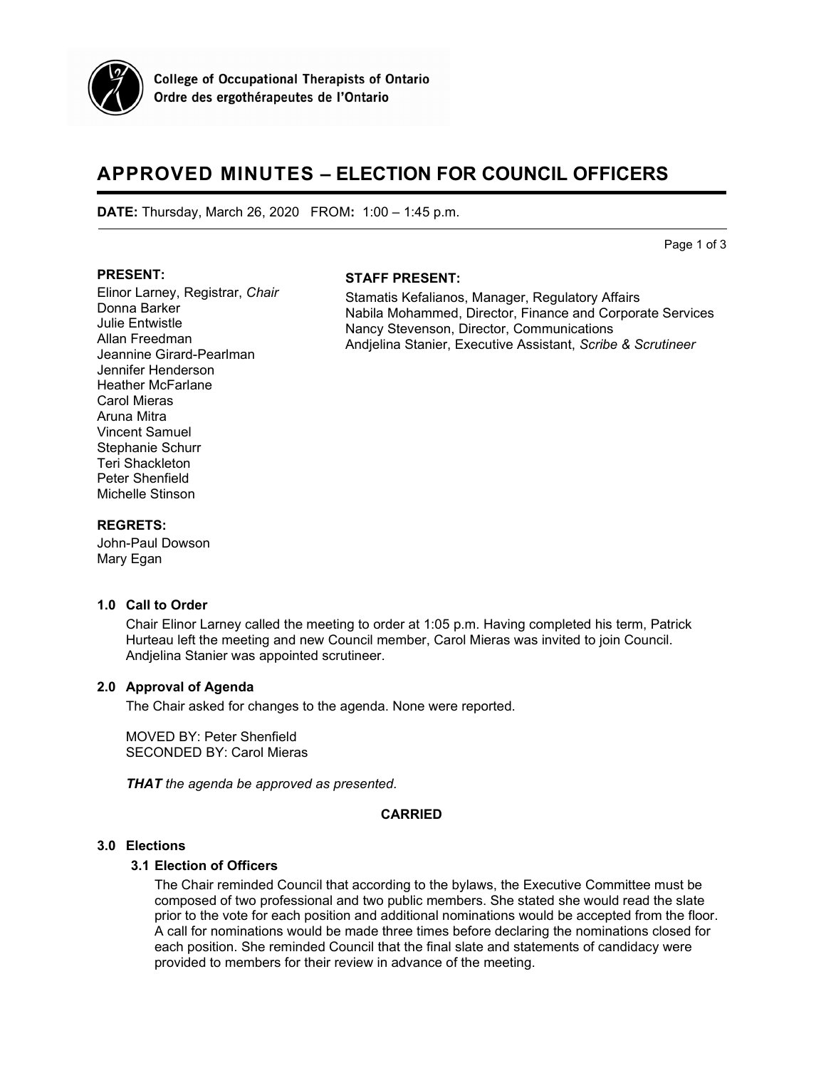College of Occupational Therapists of Ontario
Ordre des ergothérapeutes de l'Ontario

# APPROVED MINUTES – ELECTION FOR COUNCIL OFFICERS

**DATE:** Thursday, March 26, 2020 FROM**:** 1:00 – 1:45 p.m.

**PRESENT:**

Elinor Larney, Registrar, *Chair*
Donna Barker
Julie Entwistle
Allan Freedman
Jeannine Girard-Pearlman
Jennifer Henderson
Heather McFarlane
Carol Mieras
Aruna Mitra
Vincent Samuel
Stephanie Schurr
Teri Shackleton
Peter Shenfield
Michelle Stinson

**STAFF PRESENT:**

Stamatis Kefalianos, Manager, Regulatory Affairs
Nabila Mohammed, Director, Finance and Corporate Services
Nancy Stevenson, Director, Communications
Andjelina Stanier, Executive Assistant, *Scribe & Scrutineer*

**REGRETS:**

John-Paul Dowson
Mary Egan

### 1.0 Call to Order

Chair Elinor Larney called the meeting to order at 1:05 p.m. Having completed his term, Patrick Hurteau left the meeting and new Council member, Carol Mieras was invited to join Council. Andjelina Stanier was appointed scrutineer.

### 2.0 Approval of Agenda

The Chair asked for changes to the agenda. None were reported.

MOVED BY: Peter Shenfield
SECONDED BY: Carol Mieras

***THAT*** *the agenda be approved as presented.*

**CARRIED**

### 3.0 Elections

#### 3.1 Election of Officers

The Chair reminded Council that according to the bylaws, the Executive Committee must be composed of two professional and two public members. She stated she would read the slate prior to the vote for each position and additional nominations would be accepted from the floor. A call for nominations would be made three times before declaring the nominations closed for each position. She reminded Council that the final slate and statements of candidacy were provided to members for their review in advance of the meeting.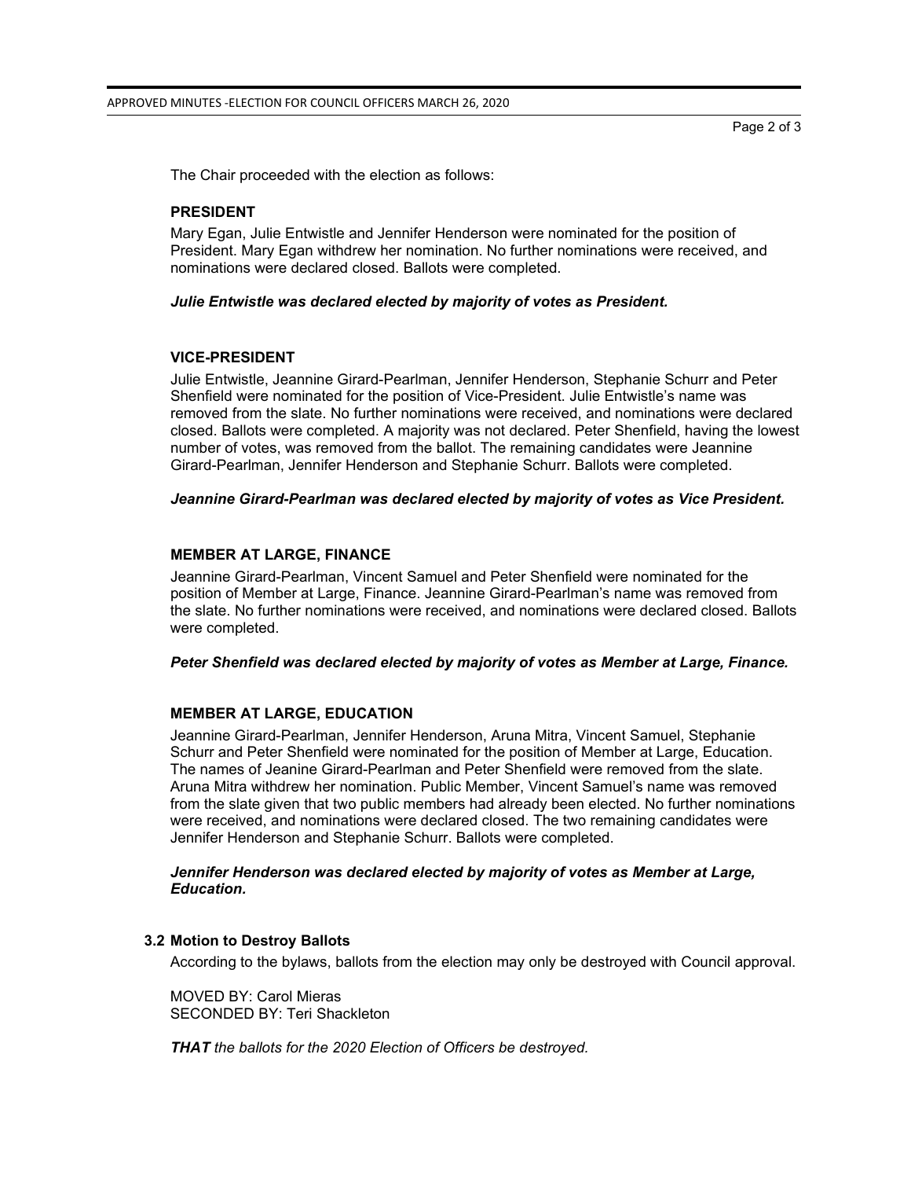The Chair proceeded with the election as follows:

### PRESIDENT

Mary Egan, Julie Entwistle and Jennifer Henderson were nominated for the position of President. Mary Egan withdrew her nomination. No further nominations were received, and nominations were declared closed. Ballots were completed.

***Julie Entwistle was declared elected by majority of votes as President.***

### VICE-PRESIDENT

Julie Entwistle, Jeannine Girard-Pearlman, Jennifer Henderson, Stephanie Schurr and Peter Shenfield were nominated for the position of Vice-President. Julie Entwistle's name was removed from the slate. No further nominations were received, and nominations were declared closed. Ballots were completed. A majority was not declared. Peter Shenfield, having the lowest number of votes, was removed from the ballot. The remaining candidates were Jeannine Girard-Pearlman, Jennifer Henderson and Stephanie Schurr. Ballots were completed.

***Jeannine Girard-Pearlman was declared elected by majority of votes as Vice President.***

### MEMBER AT LARGE, FINANCE

Jeannine Girard-Pearlman, Vincent Samuel and Peter Shenfield were nominated for the position of Member at Large, Finance. Jeannine Girard-Pearlman's name was removed from the slate. No further nominations were received, and nominations were declared closed. Ballots were completed.

***Peter Shenfield was declared elected by majority of votes as Member at Large, Finance.***

### MEMBER AT LARGE, EDUCATION

Jeannine Girard-Pearlman, Jennifer Henderson, Aruna Mitra, Vincent Samuel, Stephanie Schurr and Peter Shenfield were nominated for the position of Member at Large, Education. The names of Jeanine Girard-Pearlman and Peter Shenfield were removed from the slate. Aruna Mitra withdrew her nomination. Public Member, Vincent Samuel's name was removed from the slate given that two public members had already been elected. No further nominations were received, and nominations were declared closed. The two remaining candidates were Jennifer Henderson and Stephanie Schurr. Ballots were completed.

***Jennifer Henderson was declared elected by majority of votes as Member at Large, Education.***

### 3.2 Motion to Destroy Ballots

According to the bylaws, ballots from the election may only be destroyed with Council approval.

MOVED BY: Carol Mieras
SECONDED BY: Teri Shackleton

***THAT*** *the ballots for the 2020 Election of Officers be destroyed.*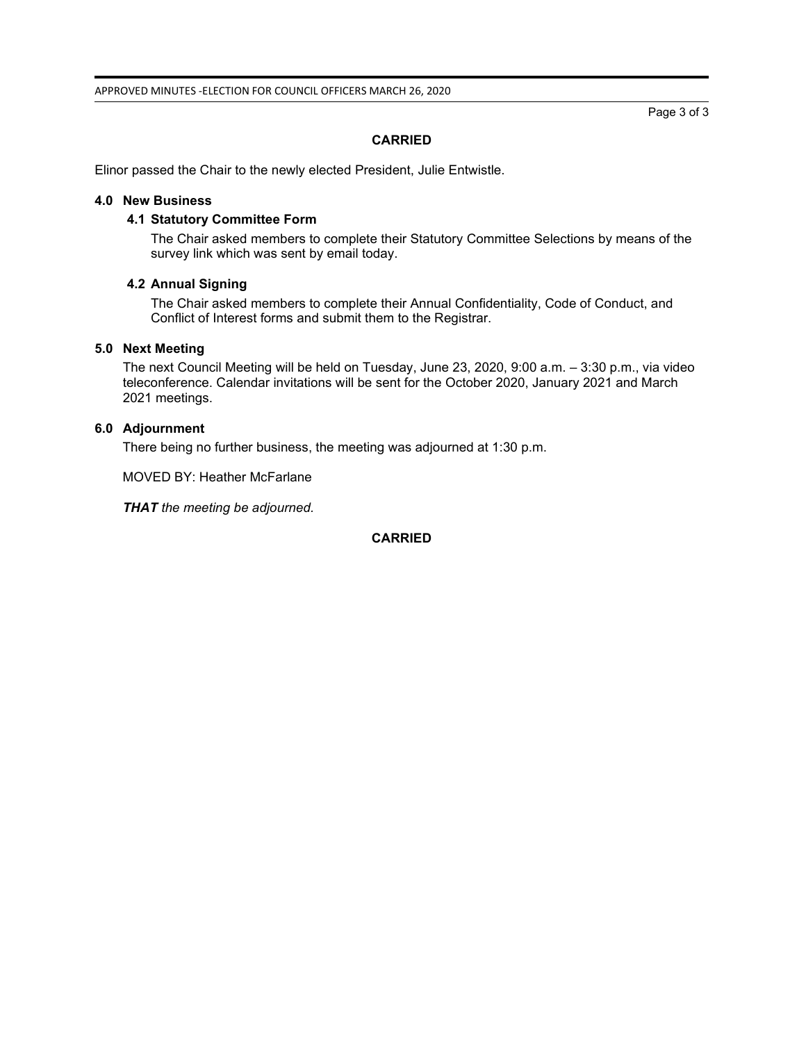**CARRIED**

Elinor passed the Chair to the newly elected President, Julie Entwistle.

## 4.0 New Business

### 4.1 Statutory Committee Form

The Chair asked members to complete their Statutory Committee Selections by means of the survey link which was sent by email today.

### 4.2 Annual Signing

The Chair asked members to complete their Annual Confidentiality, Code of Conduct, and Conflict of Interest forms and submit them to the Registrar.

## 5.0 Next Meeting

The next Council Meeting will be held on Tuesday, June 23, 2020, 9:00 a.m. – 3:30 p.m., via video teleconference. Calendar invitations will be sent for the October 2020, January 2021 and March 2021 meetings.

## 6.0 Adjournment

There being no further business, the meeting was adjourned at 1:30 p.m.

MOVED BY: Heather McFarlane

***THAT*** *the meeting be adjourned.*

**CARRIED**